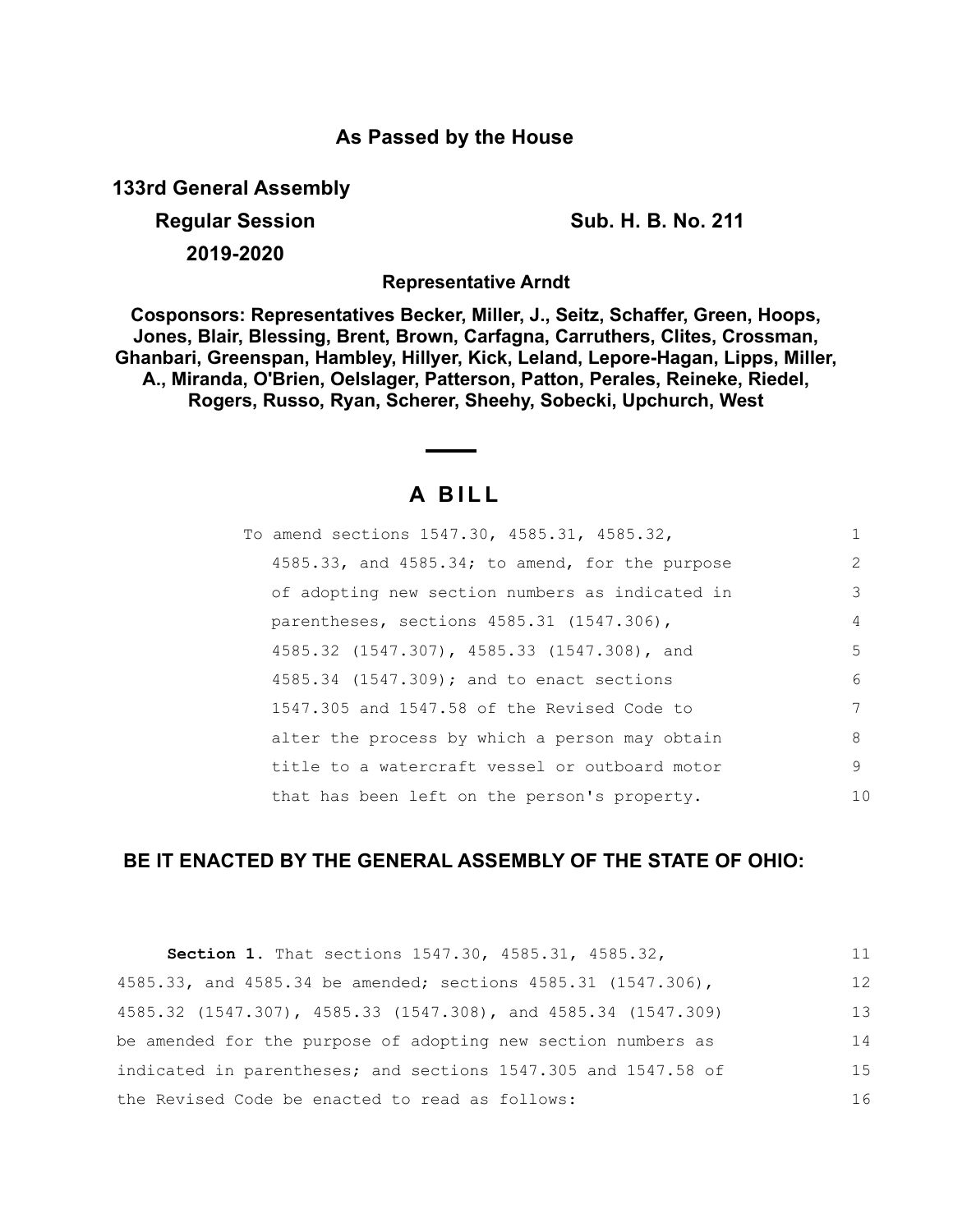**As Passed by the House**

**133rd General Assembly**

**Regular Session** **Sub. H. B. No. 211**

**2019-2020**

**Representative Arndt**

**Cosponsors: Representatives Becker, Miller, J., Seitz, Schaffer, Green, Hoops, Jones, Blair, Blessing, Brent, Brown, Carfagna, Carruthers, Clites, Crossman, Ghanbari, Greenspan, Hambley, Hillyer, Kick, Leland, Lepore-Hagan, Lipps, Miller, A., Miranda, O'Brien, Oelslager, Patterson, Patton, Perales, Reineke, Riedel, Rogers, Russo, Ryan, Scherer, Sheehy, Sobecki, Upchurch, West**

# A BILL

To amend sections 1547.30, 4585.31, 4585.32, 4585.33, and 4585.34; to amend, for the purpose of adopting new section numbers as indicated in parentheses, sections 4585.31 (1547.306), 4585.32 (1547.307), 4585.33 (1547.308), and 4585.34 (1547.309); and to enact sections 1547.305 and 1547.58 of the Revised Code to alter the process by which a person may obtain title to a watercraft vessel or outboard motor that has been left on the person's property.

**BE IT ENACTED BY THE GENERAL ASSEMBLY OF THE STATE OF OHIO:**

**Section 1.** That sections 1547.30, 4585.31, 4585.32, 4585.33, and 4585.34 be amended; sections 4585.31 (1547.306), 4585.32 (1547.307), 4585.33 (1547.308), and 4585.34 (1547.309) be amended for the purpose of adopting new section numbers as indicated in parentheses; and sections 1547.305 and 1547.58 of the Revised Code be enacted to read as follows: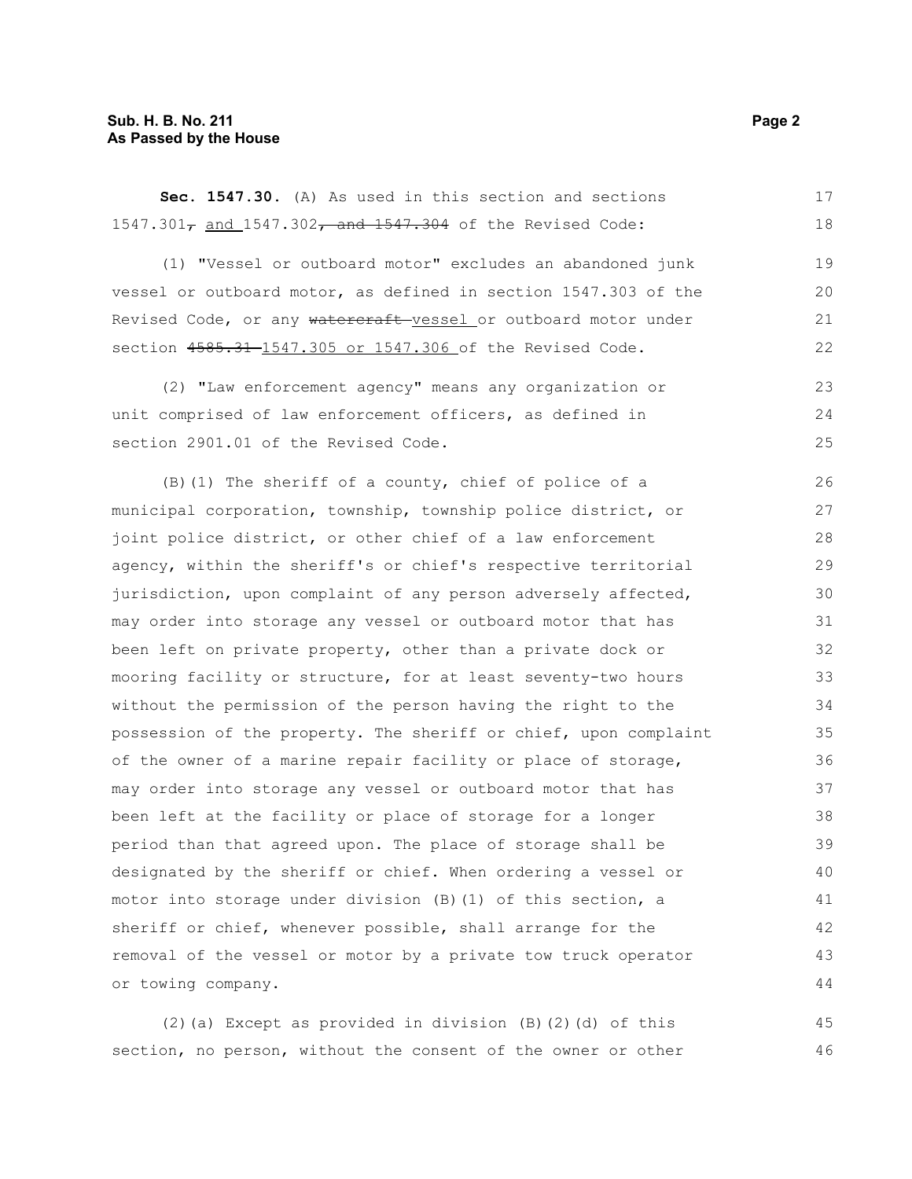**Sec. 1547.30.** (A) As used in this section and sections 1547.301~~,~~ and 1547.302~~, and 1547.304~~ of the Revised Code:

(1) "Vessel or outboard motor" excludes an abandoned junk vessel or outboard motor, as defined in section 1547.303 of the Revised Code, or any ~~watercraft~~ vessel or outboard motor under section ~~4585.31~~ 1547.305 or 1547.306 of the Revised Code.

(2) "Law enforcement agency" means any organization or unit comprised of law enforcement officers, as defined in section 2901.01 of the Revised Code.

(B)(1) The sheriff of a county, chief of police of a municipal corporation, township, township police district, or joint police district, or other chief of a law enforcement agency, within the sheriff's or chief's respective territorial jurisdiction, upon complaint of any person adversely affected, may order into storage any vessel or outboard motor that has been left on private property, other than a private dock or mooring facility or structure, for at least seventy-two hours without the permission of the person having the right to the possession of the property. The sheriff or chief, upon complaint of the owner of a marine repair facility or place of storage, may order into storage any vessel or outboard motor that has been left at the facility or place of storage for a longer period than that agreed upon. The place of storage shall be designated by the sheriff or chief. When ordering a vessel or motor into storage under division (B)(1) of this section, a sheriff or chief, whenever possible, shall arrange for the removal of the vessel or motor by a private tow truck operator or towing company.

(2)(a) Except as provided in division (B)(2)(d) of this section, no person, without the consent of the owner or other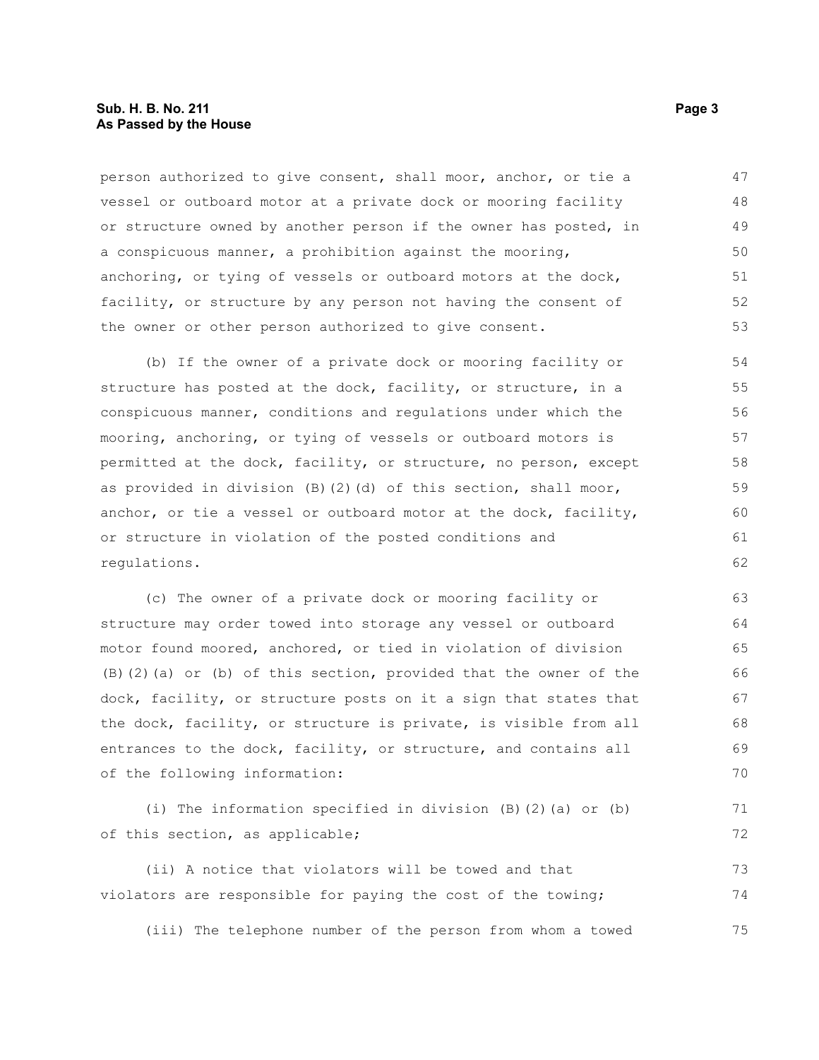person authorized to give consent, shall moor, anchor, or tie a vessel or outboard motor at a private dock or mooring facility or structure owned by another person if the owner has posted, in a conspicuous manner, a prohibition against the mooring, anchoring, or tying of vessels or outboard motors at the dock, facility, or structure by any person not having the consent of the owner or other person authorized to give consent.

(b) If the owner of a private dock or mooring facility or structure has posted at the dock, facility, or structure, in a conspicuous manner, conditions and regulations under which the mooring, anchoring, or tying of vessels or outboard motors is permitted at the dock, facility, or structure, no person, except as provided in division (B)(2)(d) of this section, shall moor, anchor, or tie a vessel or outboard motor at the dock, facility, or structure in violation of the posted conditions and regulations.

(c) The owner of a private dock or mooring facility or structure may order towed into storage any vessel or outboard motor found moored, anchored, or tied in violation of division (B)(2)(a) or (b) of this section, provided that the owner of the dock, facility, or structure posts on it a sign that states that the dock, facility, or structure is private, is visible from all entrances to the dock, facility, or structure, and contains all of the following information:

(i) The information specified in division (B)(2)(a) or (b) of this section, as applicable;

(ii) A notice that violators will be towed and that violators are responsible for paying the cost of the towing;

(iii) The telephone number of the person from whom a towed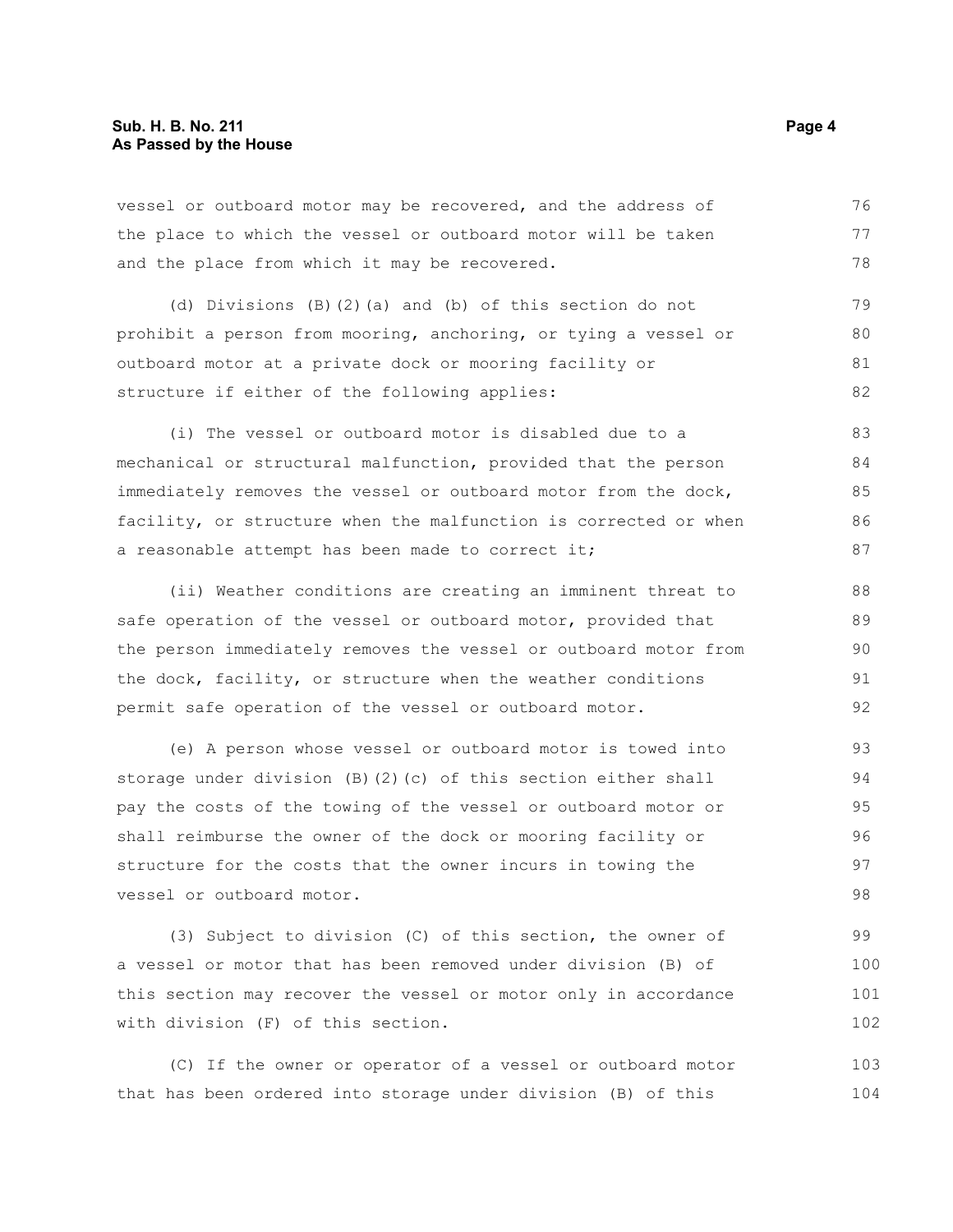vessel or outboard motor may be recovered, and the address of the place to which the vessel or outboard motor will be taken and the place from which it may be recovered.

(d) Divisions (B)(2)(a) and (b) of this section do not prohibit a person from mooring, anchoring, or tying a vessel or outboard motor at a private dock or mooring facility or structure if either of the following applies:

(i) The vessel or outboard motor is disabled due to a mechanical or structural malfunction, provided that the person immediately removes the vessel or outboard motor from the dock, facility, or structure when the malfunction is corrected or when a reasonable attempt has been made to correct it;

(ii) Weather conditions are creating an imminent threat to safe operation of the vessel or outboard motor, provided that the person immediately removes the vessel or outboard motor from the dock, facility, or structure when the weather conditions permit safe operation of the vessel or outboard motor.

(e) A person whose vessel or outboard motor is towed into storage under division (B)(2)(c) of this section either shall pay the costs of the towing of the vessel or outboard motor or shall reimburse the owner of the dock or mooring facility or structure for the costs that the owner incurs in towing the vessel or outboard motor.

(3) Subject to division (C) of this section, the owner of a vessel or motor that has been removed under division (B) of this section may recover the vessel or motor only in accordance with division (F) of this section.

(C) If the owner or operator of a vessel or outboard motor that has been ordered into storage under division (B) of this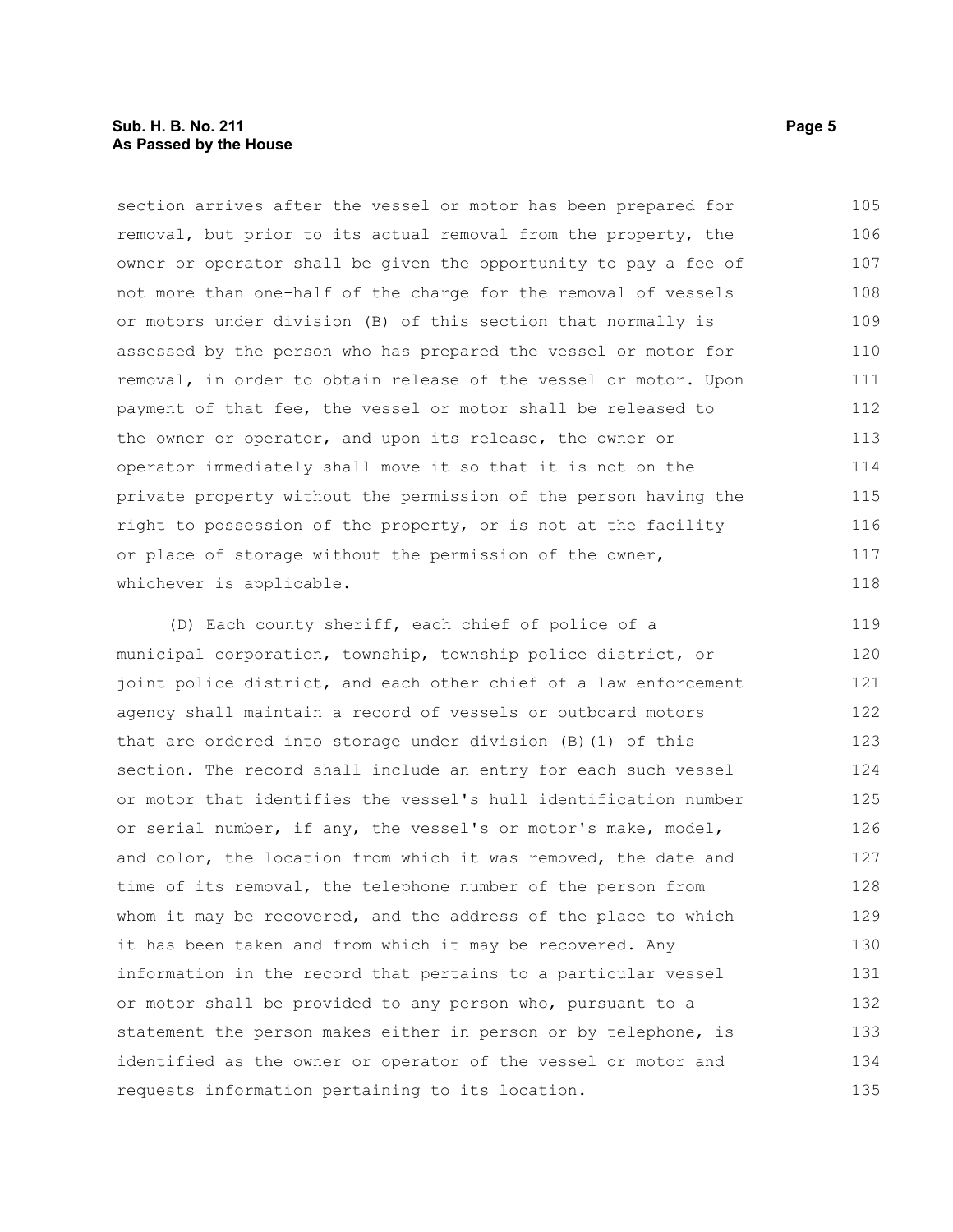section arrives after the vessel or motor has been prepared for removal, but prior to its actual removal from the property, the owner or operator shall be given the opportunity to pay a fee of not more than one-half of the charge for the removal of vessels or motors under division (B) of this section that normally is assessed by the person who has prepared the vessel or motor for removal, in order to obtain release of the vessel or motor. Upon payment of that fee, the vessel or motor shall be released to the owner or operator, and upon its release, the owner or operator immediately shall move it so that it is not on the private property without the permission of the person having the right to possession of the property, or is not at the facility or place of storage without the permission of the owner, whichever is applicable.

(D) Each county sheriff, each chief of police of a municipal corporation, township, township police district, or joint police district, and each other chief of a law enforcement agency shall maintain a record of vessels or outboard motors that are ordered into storage under division (B)(1) of this section. The record shall include an entry for each such vessel or motor that identifies the vessel's hull identification number or serial number, if any, the vessel's or motor's make, model, and color, the location from which it was removed, the date and time of its removal, the telephone number of the person from whom it may be recovered, and the address of the place to which it has been taken and from which it may be recovered. Any information in the record that pertains to a particular vessel or motor shall be provided to any person who, pursuant to a statement the person makes either in person or by telephone, is identified as the owner or operator of the vessel or motor and requests information pertaining to its location.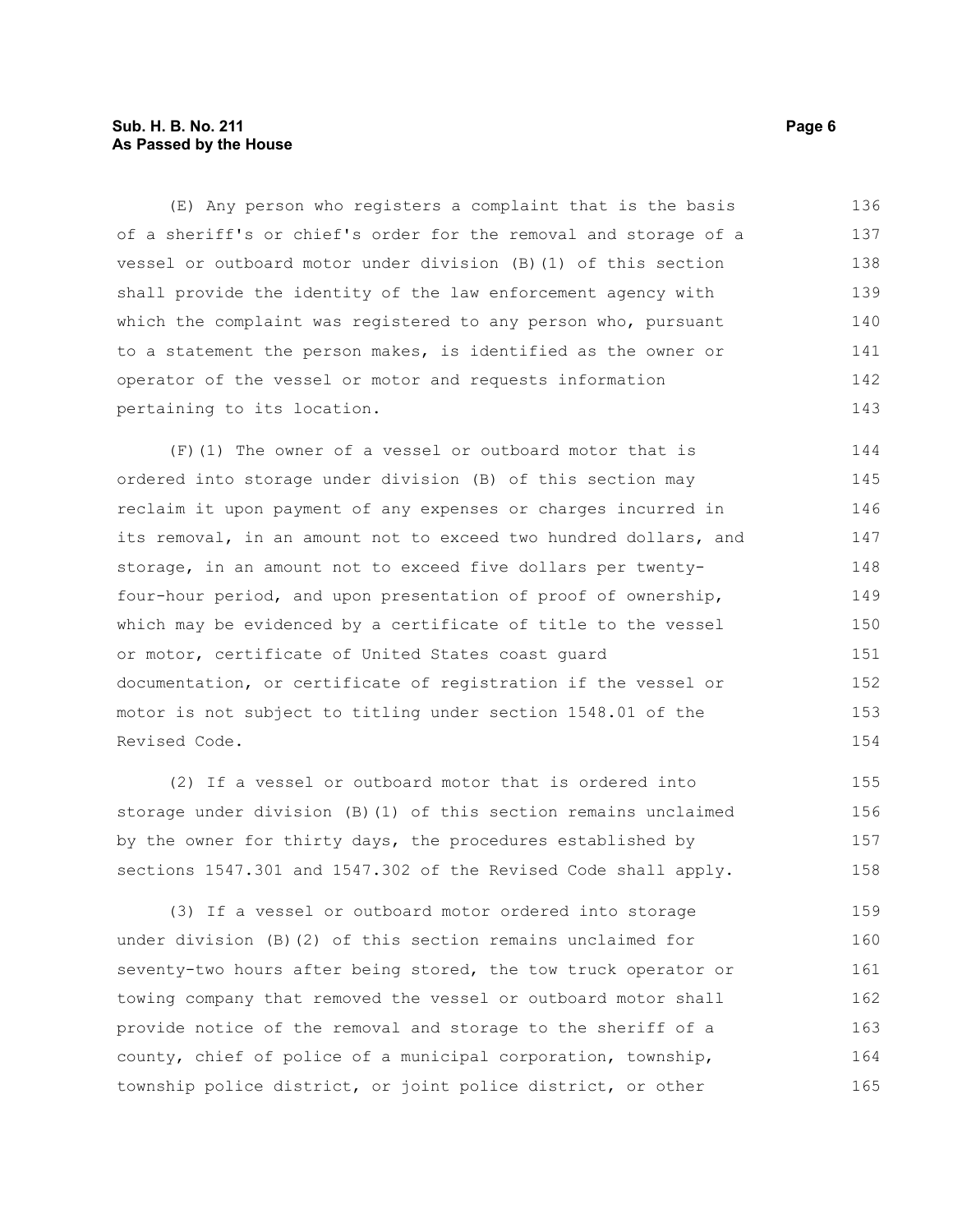(E) Any person who registers a complaint that is the basis of a sheriff's or chief's order for the removal and storage of a vessel or outboard motor under division (B)(1) of this section shall provide the identity of the law enforcement agency with which the complaint was registered to any person who, pursuant to a statement the person makes, is identified as the owner or operator of the vessel or motor and requests information pertaining to its location.

(F)(1) The owner of a vessel or outboard motor that is ordered into storage under division (B) of this section may reclaim it upon payment of any expenses or charges incurred in its removal, in an amount not to exceed two hundred dollars, and storage, in an amount not to exceed five dollars per twenty-four-hour period, and upon presentation of proof of ownership, which may be evidenced by a certificate of title to the vessel or motor, certificate of United States coast guard documentation, or certificate of registration if the vessel or motor is not subject to titling under section 1548.01 of the Revised Code.

(2) If a vessel or outboard motor that is ordered into storage under division (B)(1) of this section remains unclaimed by the owner for thirty days, the procedures established by sections 1547.301 and 1547.302 of the Revised Code shall apply.

(3) If a vessel or outboard motor ordered into storage under division (B)(2) of this section remains unclaimed for seventy-two hours after being stored, the tow truck operator or towing company that removed the vessel or outboard motor shall provide notice of the removal and storage to the sheriff of a county, chief of police of a municipal corporation, township, township police district, or joint police district, or other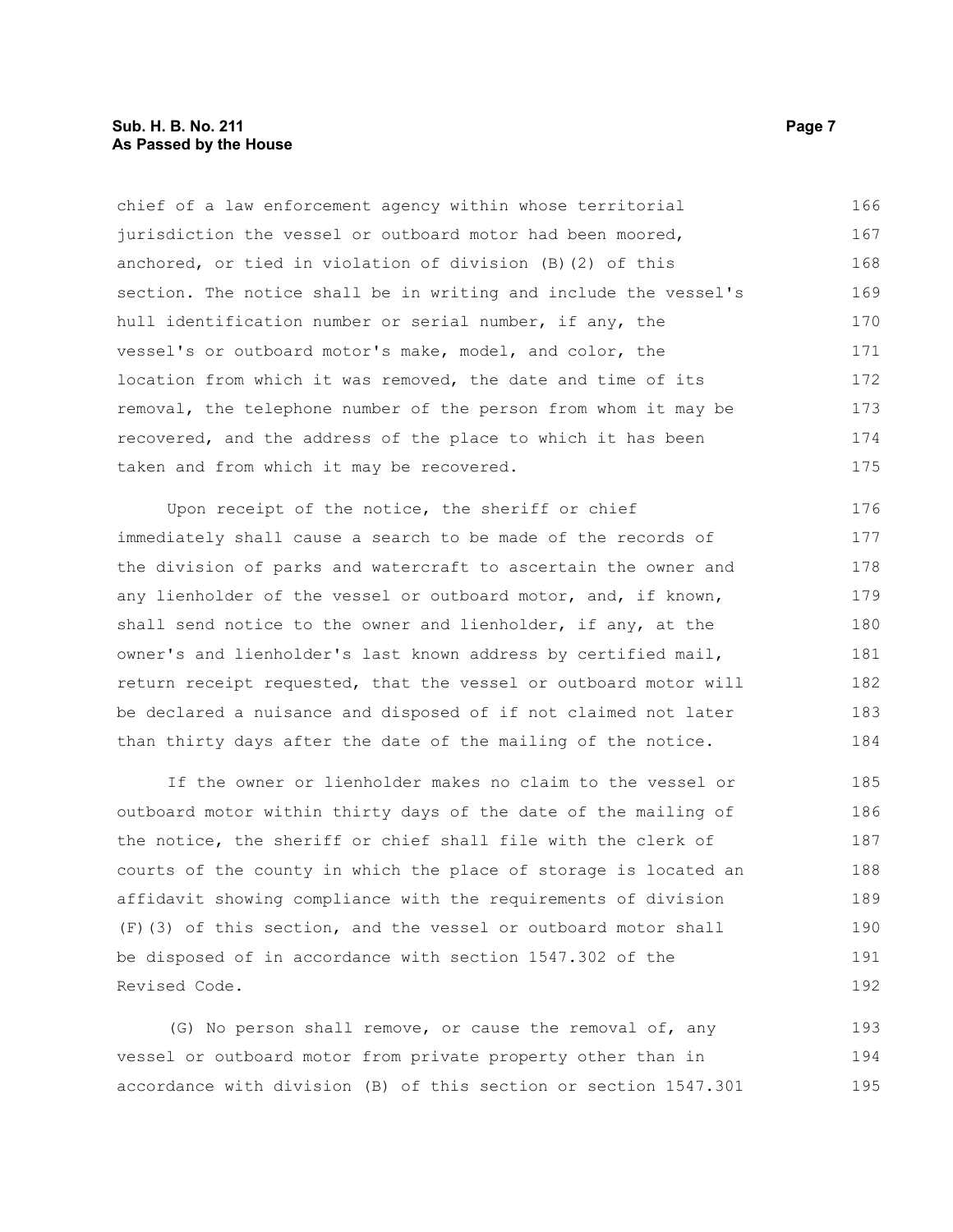chief of a law enforcement agency within whose territorial jurisdiction the vessel or outboard motor had been moored, anchored, or tied in violation of division (B)(2) of this section. The notice shall be in writing and include the vessel's hull identification number or serial number, if any, the vessel's or outboard motor's make, model, and color, the location from which it was removed, the date and time of its removal, the telephone number of the person from whom it may be recovered, and the address of the place to which it has been taken and from which it may be recovered.

Upon receipt of the notice, the sheriff or chief immediately shall cause a search to be made of the records of the division of parks and watercraft to ascertain the owner and any lienholder of the vessel or outboard motor, and, if known, shall send notice to the owner and lienholder, if any, at the owner's and lienholder's last known address by certified mail, return receipt requested, that the vessel or outboard motor will be declared a nuisance and disposed of if not claimed not later than thirty days after the date of the mailing of the notice.

If the owner or lienholder makes no claim to the vessel or outboard motor within thirty days of the date of the mailing of the notice, the sheriff or chief shall file with the clerk of courts of the county in which the place of storage is located an affidavit showing compliance with the requirements of division (F)(3) of this section, and the vessel or outboard motor shall be disposed of in accordance with section 1547.302 of the Revised Code.

(G) No person shall remove, or cause the removal of, any vessel or outboard motor from private property other than in accordance with division (B) of this section or section 1547.301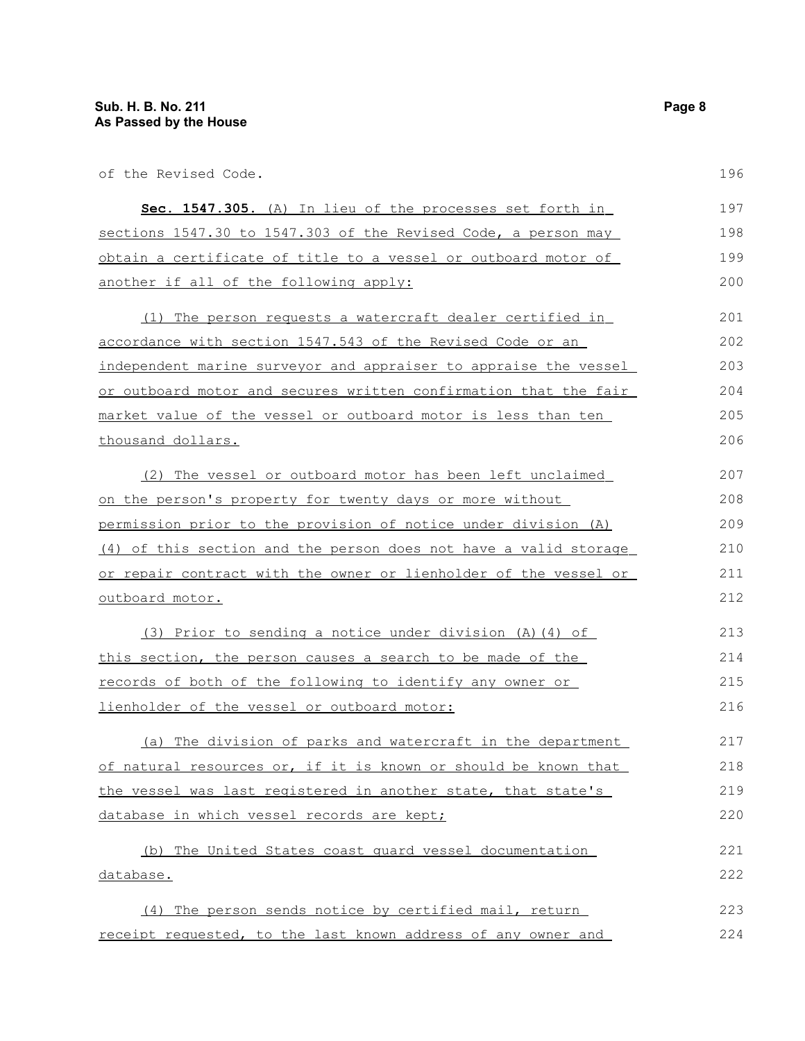of the Revised Code.

**Sec. 1547.305.** (A) In lieu of the processes set forth in sections 1547.30 to 1547.303 of the Revised Code, a person may obtain a certificate of title to a vessel or outboard motor of another if all of the following apply:

(1) The person requests a watercraft dealer certified in accordance with section 1547.543 of the Revised Code or an independent marine surveyor and appraiser to appraise the vessel or outboard motor and secures written confirmation that the fair market value of the vessel or outboard motor is less than ten thousand dollars.

(2) The vessel or outboard motor has been left unclaimed on the person's property for twenty days or more without permission prior to the provision of notice under division (A)(4) of this section and the person does not have a valid storage or repair contract with the owner or lienholder of the vessel or outboard motor.

(3) Prior to sending a notice under division (A)(4) of this section, the person causes a search to be made of the records of both of the following to identify any owner or lienholder of the vessel or outboard motor:

(a) The division of parks and watercraft in the department of natural resources or, if it is known or should be known that the vessel was last registered in another state, that state's database in which vessel records are kept;

(b) The United States coast guard vessel documentation database.

(4) The person sends notice by certified mail, return receipt requested, to the last known address of any owner and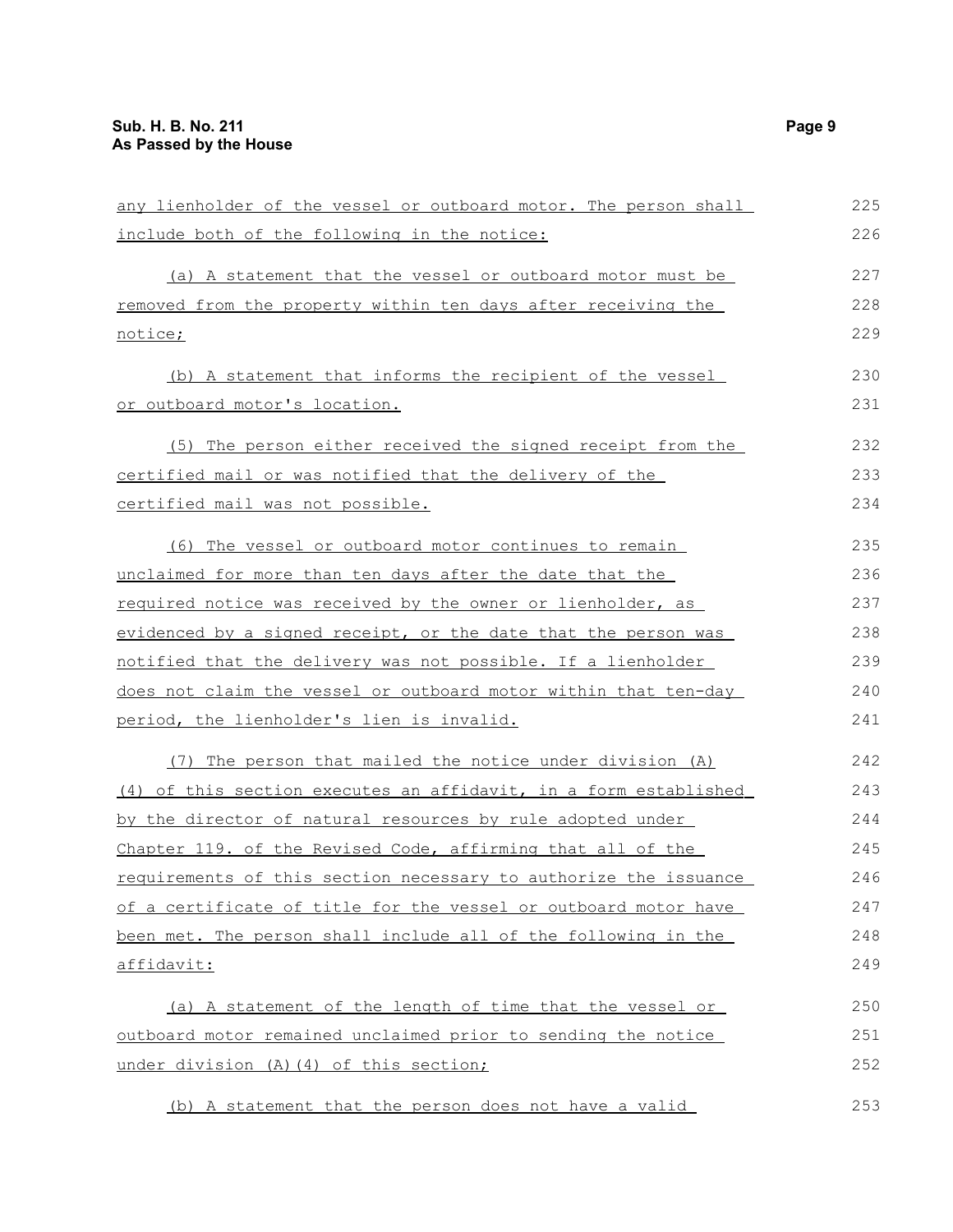any lienholder of the vessel or outboard motor. The person shall include both of the following in the notice:

(a) A statement that the vessel or outboard motor must be removed from the property within ten days after receiving the notice;

(b) A statement that informs the recipient of the vessel or outboard motor's location.

(5) The person either received the signed receipt from the certified mail or was notified that the delivery of the certified mail was not possible.

(6) The vessel or outboard motor continues to remain unclaimed for more than ten days after the date that the required notice was received by the owner or lienholder, as evidenced by a signed receipt, or the date that the person was notified that the delivery was not possible. If a lienholder does not claim the vessel or outboard motor within that ten-day period, the lienholder's lien is invalid.

(7) The person that mailed the notice under division (A)(4) of this section executes an affidavit, in a form established by the director of natural resources by rule adopted under Chapter 119. of the Revised Code, affirming that all of the requirements of this section necessary to authorize the issuance of a certificate of title for the vessel or outboard motor have been met. The person shall include all of the following in the affidavit:

(a) A statement of the length of time that the vessel or outboard motor remained unclaimed prior to sending the notice under division (A)(4) of this section;

(b) A statement that the person does not have a valid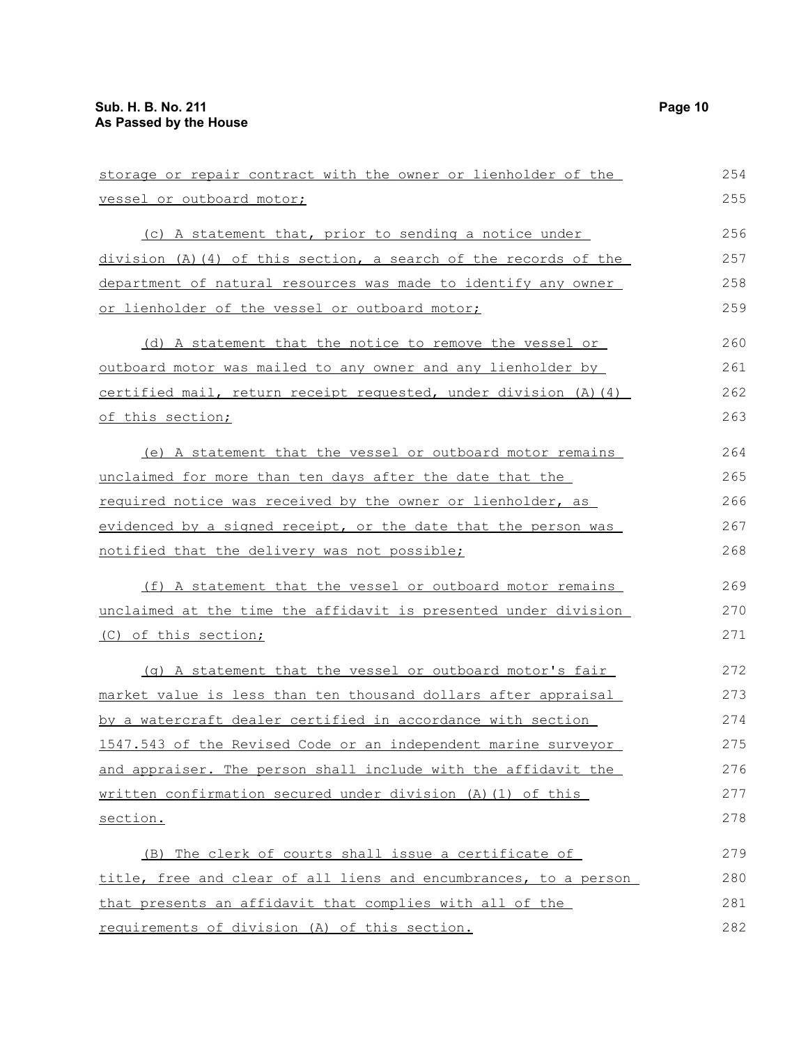storage or repair contract with the owner or lienholder of the vessel or outboard motor;

(c) A statement that, prior to sending a notice under division (A)(4) of this section, a search of the records of the department of natural resources was made to identify any owner or lienholder of the vessel or outboard motor;

(d) A statement that the notice to remove the vessel or outboard motor was mailed to any owner and any lienholder by certified mail, return receipt requested, under division (A)(4) of this section;

(e) A statement that the vessel or outboard motor remains unclaimed for more than ten days after the date that the required notice was received by the owner or lienholder, as evidenced by a signed receipt, or the date that the person was notified that the delivery was not possible;

(f) A statement that the vessel or outboard motor remains unclaimed at the time the affidavit is presented under division (C) of this section;

(g) A statement that the vessel or outboard motor's fair market value is less than ten thousand dollars after appraisal by a watercraft dealer certified in accordance with section 1547.543 of the Revised Code or an independent marine surveyor and appraiser. The person shall include with the affidavit the written confirmation secured under division (A)(1) of this section.

(B) The clerk of courts shall issue a certificate of title, free and clear of all liens and encumbrances, to a person that presents an affidavit that complies with all of the requirements of division (A) of this section.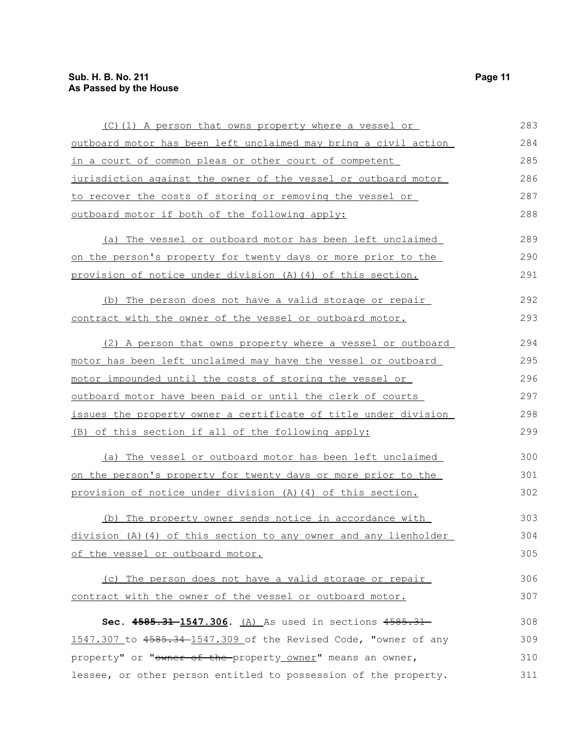(C)(1) A person that owns property where a vessel or outboard motor has been left unclaimed may bring a civil action in a court of common pleas or other court of competent jurisdiction against the owner of the vessel or outboard motor to recover the costs of storing or removing the vessel or outboard motor if both of the following apply:

(a) The vessel or outboard motor has been left unclaimed on the person's property for twenty days or more prior to the provision of notice under division (A)(4) of this section.

(b) The person does not have a valid storage or repair contract with the owner of the vessel or outboard motor.

(2) A person that owns property where a vessel or outboard motor has been left unclaimed may have the vessel or outboard motor impounded until the costs of storing the vessel or outboard motor have been paid or until the clerk of courts issues the property owner a certificate of title under division (B) of this section if all of the following apply:

(a) The vessel or outboard motor has been left unclaimed on the person's property for twenty days or more prior to the provision of notice under division (A)(4) of this section.

(b) The property owner sends notice in accordance with division (A)(4) of this section to any owner and any lienholder of the vessel or outboard motor.

(c) The person does not have a valid storage or repair contract with the owner of the vessel or outboard motor.

**Sec. ~~4585.31~~ 1547.306.** (A) As used in sections ~~4585.31~~ 1547.307 to ~~4585.34~~ 1547.309 of the Revised Code, "owner of any property" or "~~owner of the~~ property owner" means an owner, lessee, or other person entitled to possession of the property.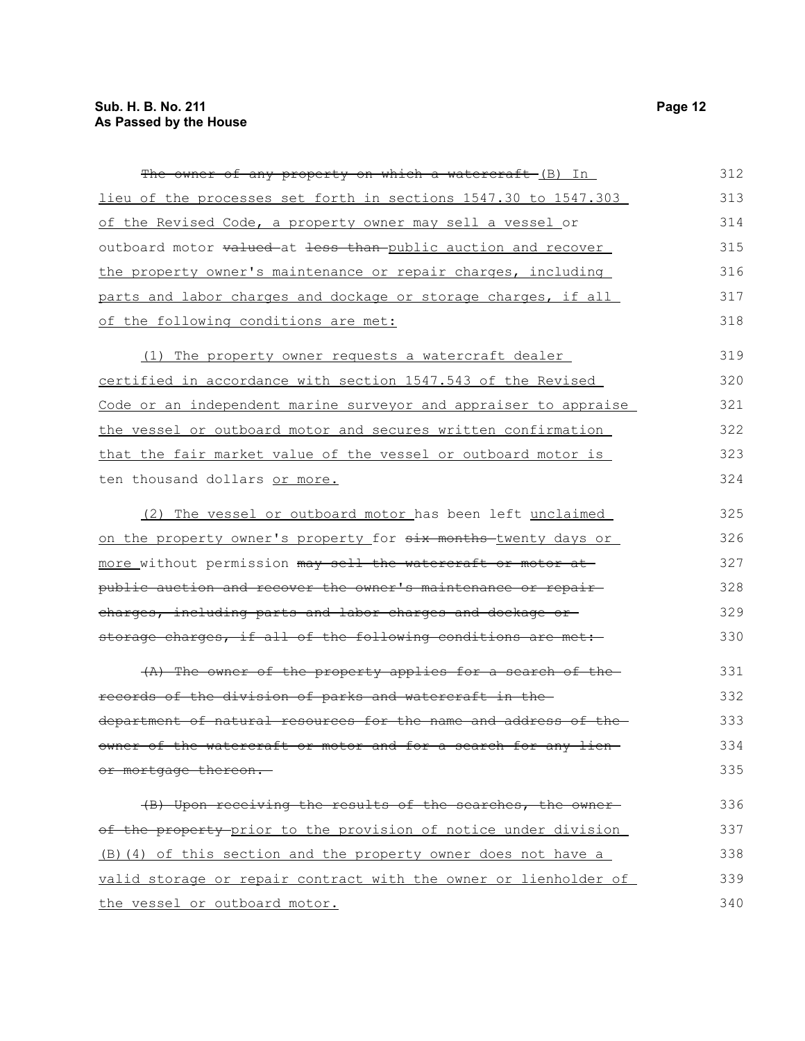~~The owner of any property on which a watercraft~~ (B) In lieu of the processes set forth in sections 1547.30 to 1547.303 of the Revised Code, a property owner may sell a vessel or outboard motor ~~valued~~ at ~~less than~~ public auction and recover the property owner's maintenance or repair charges, including parts and labor charges and dockage or storage charges, if all of the following conditions are met:

(1) The property owner requests a watercraft dealer certified in accordance with section 1547.543 of the Revised Code or an independent marine surveyor and appraiser to appraise the vessel or outboard motor and secures written confirmation that the fair market value of the vessel or outboard motor is ten thousand dollars or more.

(2) The vessel or outboard motor has been left unclaimed on the property owner's property for ~~six months~~ twenty days or more without permission ~~may sell the watercraft or motor at public auction and recover the owner's maintenance or repair charges, including parts and labor charges and dockage or storage charges, if all of the following conditions are met:~~

~~(A) The owner of the property applies for a search of the records of the division of parks and watercraft in the department of natural resources for the name and address of the owner of the watercraft or motor and for a search for any lien or mortgage thereon.~~

~~(B) Upon receiving the results of the searches, the owner of the property~~ prior to the provision of notice under division (B)(4) of this section and the property owner does not have a valid storage or repair contract with the owner or lienholder of the vessel or outboard motor.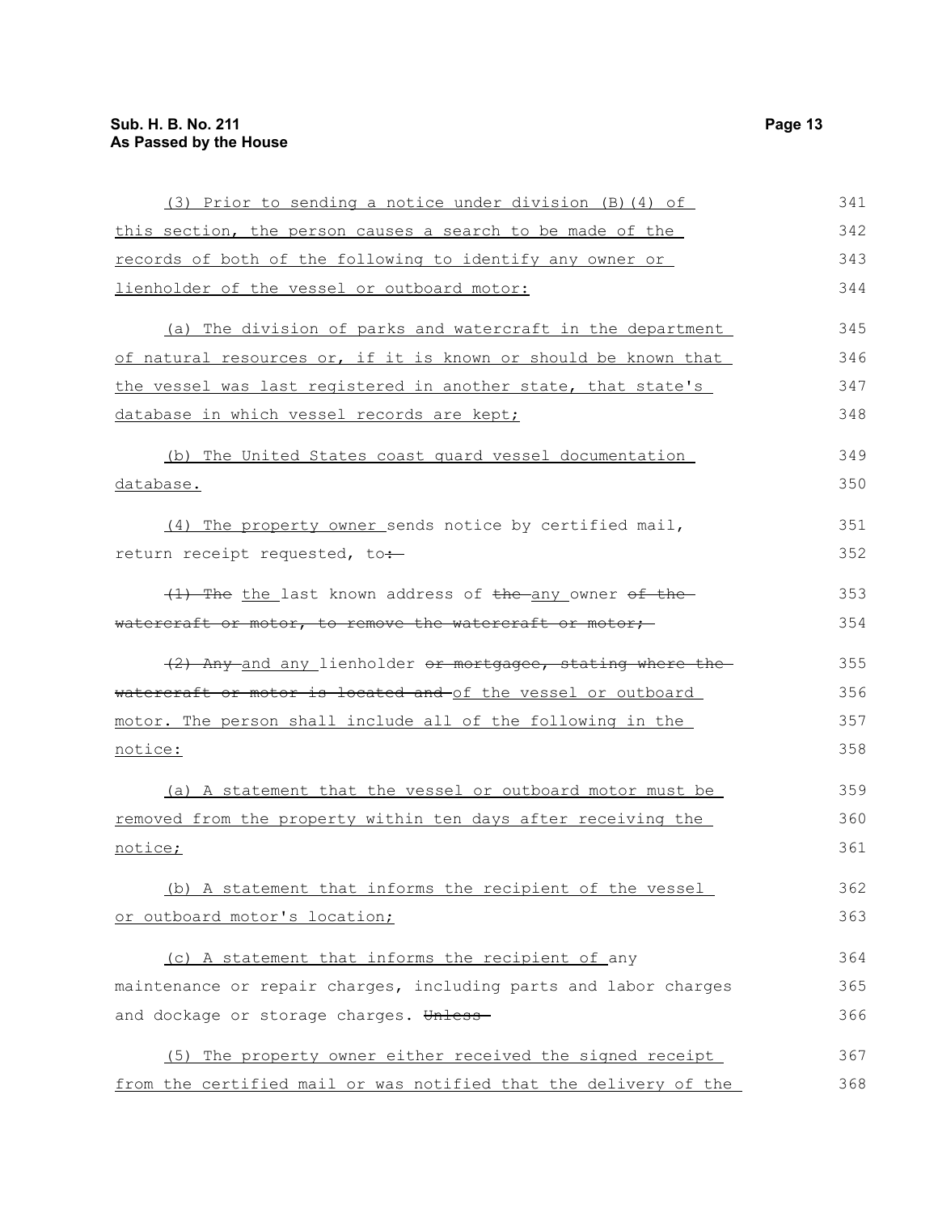(3) Prior to sending a notice under division (B)(4) of this section, the person causes a search to be made of the records of both of the following to identify any owner or lienholder of the vessel or outboard motor:

(a) The division of parks and watercraft in the department of natural resources or, if it is known or should be known that the vessel was last registered in another state, that state's database in which vessel records are kept;

(b) The United States coast guard vessel documentation database.

(4) The property owner sends notice by certified mail, return receipt requested, to~~:~~

~~(1) The~~ the last known address of ~~the~~ any owner ~~of the watercraft or motor, to remove the watercraft or motor;~~

~~(2) Any~~ and any lienholder ~~or mortgagee, stating where the watercraft or motor is located and~~ of the vessel or outboard motor. The person shall include all of the following in the notice:

(a) A statement that the vessel or outboard motor must be removed from the property within ten days after receiving the notice;

(b) A statement that informs the recipient of the vessel or outboard motor's location;

(c) A statement that informs the recipient of any maintenance or repair charges, including parts and labor charges and dockage or storage charges. ~~Unless~~

(5) The property owner either received the signed receipt from the certified mail or was notified that the delivery of the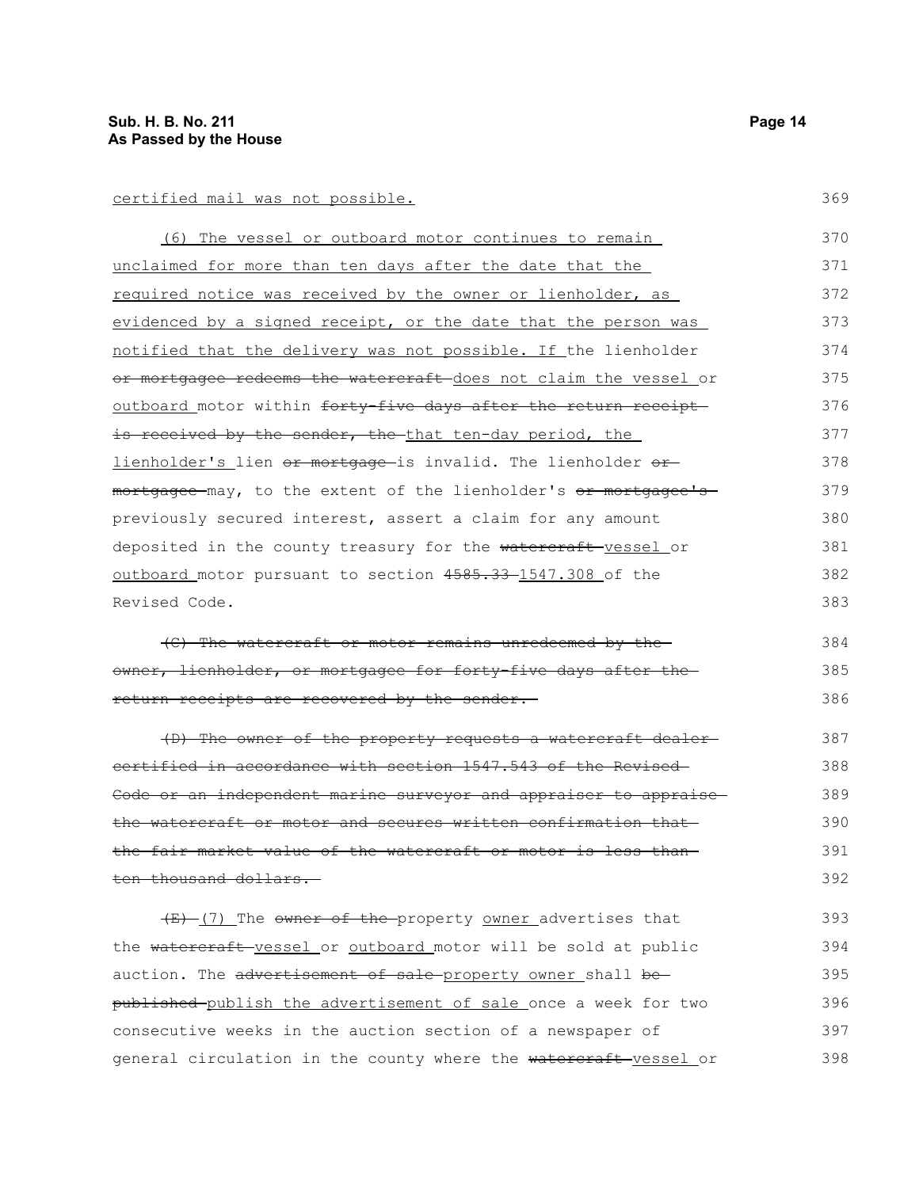certified mail was not possible.

(6) The vessel or outboard motor continues to remain unclaimed for more than ten days after the date that the required notice was received by the owner or lienholder, as evidenced by a signed receipt, or the date that the person was notified that the delivery was not possible. If the lienholder ~~or mortgagee redeems the watercraft~~ does not claim the vessel or outboard motor within ~~forty-five days after the return receipt is received by the sender, the~~ that ten-day period, the lienholder's lien ~~or mortgage~~ is invalid. The lienholder ~~or mortgagee~~ may, to the extent of the lienholder's ~~or mortgagee's~~ previously secured interest, assert a claim for any amount deposited in the county treasury for the ~~watercraft~~ vessel or outboard motor pursuant to section ~~4585.33~~ 1547.308 of the Revised Code.

~~(C) The watercraft or motor remains unredeemed by the owner, lienholder, or mortgagee for forty-five days after the return receipts are recovered by the sender.~~

~~(D) The owner of the property requests a watercraft dealer certified in accordance with section 1547.543 of the Revised Code or an independent marine surveyor and appraiser to appraise the watercraft or motor and secures written confirmation that the fair market value of the watercraft or motor is less than ten thousand dollars.~~

~~(E)~~ (7) The ~~owner of the~~ property owner advertises that the ~~watercraft~~ vessel or outboard motor will be sold at public auction. The ~~advertisement of sale~~ property owner shall ~~be published~~ publish the advertisement of sale once a week for two consecutive weeks in the auction section of a newspaper of general circulation in the county where the ~~watercraft~~ vessel or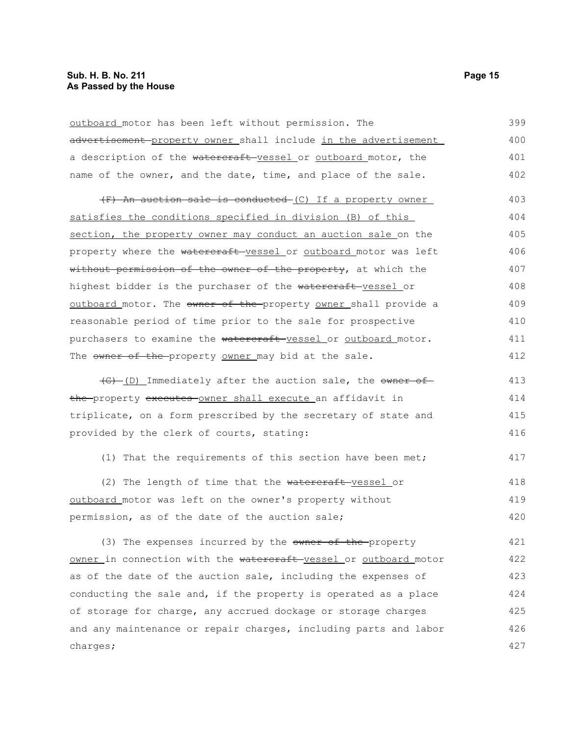outboard motor has been left without permission. The advertisement property owner shall include in the advertisement a description of the watercraft vessel or outboard motor, the name of the owner, and the date, time, and place of the sale.

(F) An auction sale is conducted (C) If a property owner satisfies the conditions specified in division (B) of this section, the property owner may conduct an auction sale on the property where the watercraft vessel or outboard motor was left without permission of the owner of the property, at which the highest bidder is the purchaser of the watercraft vessel or outboard motor. The owner of the property owner shall provide a reasonable period of time prior to the sale for prospective purchasers to examine the watercraft vessel or outboard motor. The owner of the property owner may bid at the sale.

(G) (D) Immediately after the auction sale, the owner of the property executes owner shall execute an affidavit in triplicate, on a form prescribed by the secretary of state and provided by the clerk of courts, stating:

(1) That the requirements of this section have been met;

(2) The length of time that the watercraft vessel or outboard motor was left on the owner's property without permission, as of the date of the auction sale;

(3) The expenses incurred by the owner of the property owner in connection with the watercraft vessel or outboard motor as of the date of the auction sale, including the expenses of conducting the sale and, if the property is operated as a place of storage for charge, any accrued dockage or storage charges and any maintenance or repair charges, including parts and labor charges;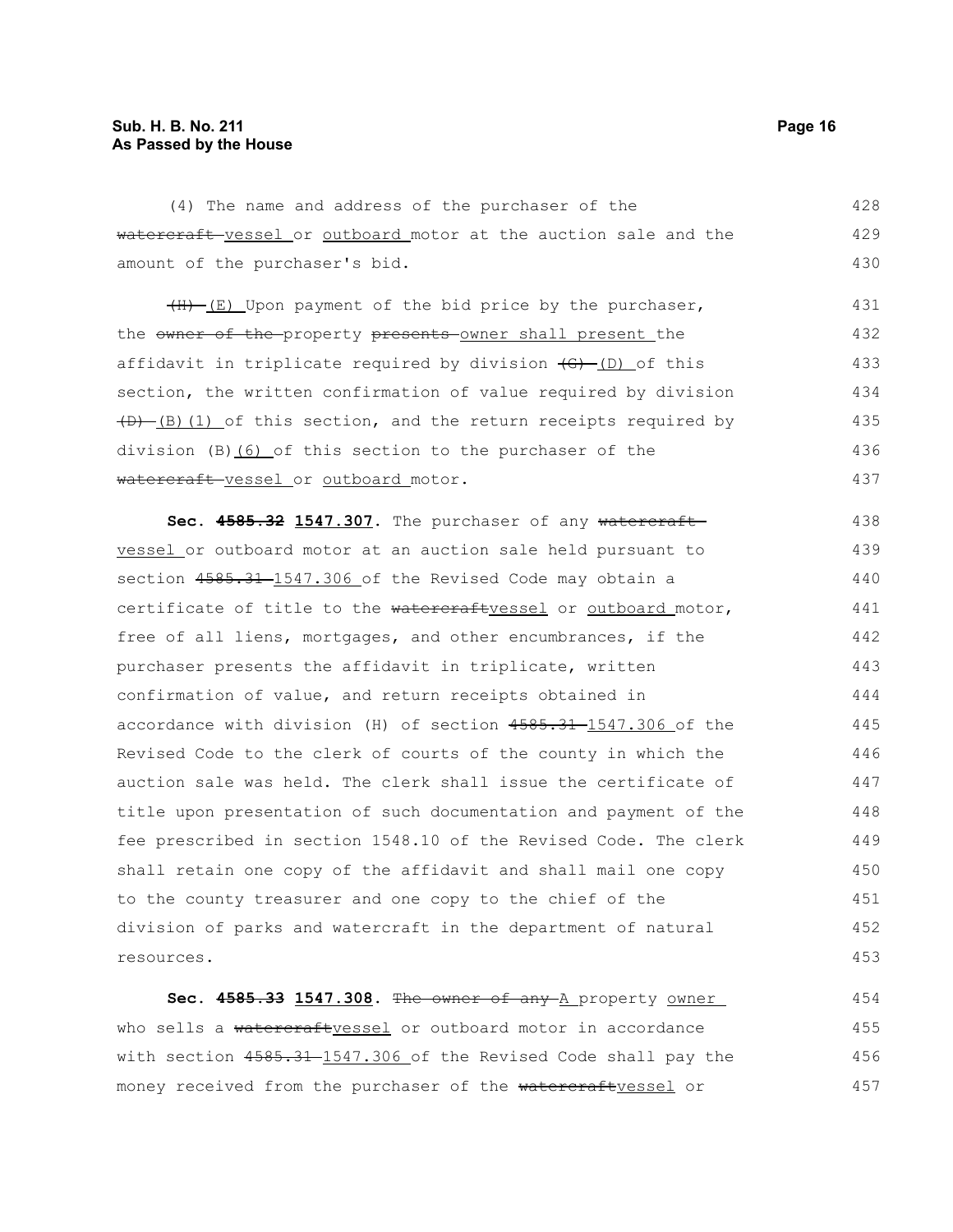(4) The name and address of the purchaser of the ~~watercraft~~ vessel or outboard motor at the auction sale and the amount of the purchaser's bid.

~~(H)~~ (E) Upon payment of the bid price by the purchaser, the ~~owner of the~~ property ~~presents~~ owner shall present the affidavit in triplicate required by division ~~(G)~~ (D) of this section, the written confirmation of value required by division ~~(D)~~ (B)(1) of this section, and the return receipts required by division (B)(6) of this section to the purchaser of the ~~watercraft~~ vessel or outboard motor.

**Sec. ~~4585.32~~ 1547.307.** The purchaser of any ~~watercraft~~ vessel or outboard motor at an auction sale held pursuant to section ~~4585.31~~ 1547.306 of the Revised Code may obtain a certificate of title to the ~~watercraft~~vessel or outboard motor, free of all liens, mortgages, and other encumbrances, if the purchaser presents the affidavit in triplicate, written confirmation of value, and return receipts obtained in accordance with division (H) of section ~~4585.31~~ 1547.306 of the Revised Code to the clerk of courts of the county in which the auction sale was held. The clerk shall issue the certificate of title upon presentation of such documentation and payment of the fee prescribed in section 1548.10 of the Revised Code. The clerk shall retain one copy of the affidavit and shall mail one copy to the county treasurer and one copy to the chief of the division of parks and watercraft in the department of natural resources.

**Sec. ~~4585.33~~ 1547.308.** ~~The owner of any~~ A property owner who sells a ~~watercraft~~vessel or outboard motor in accordance with section ~~4585.31~~ 1547.306 of the Revised Code shall pay the money received from the purchaser of the ~~watercraft~~vessel or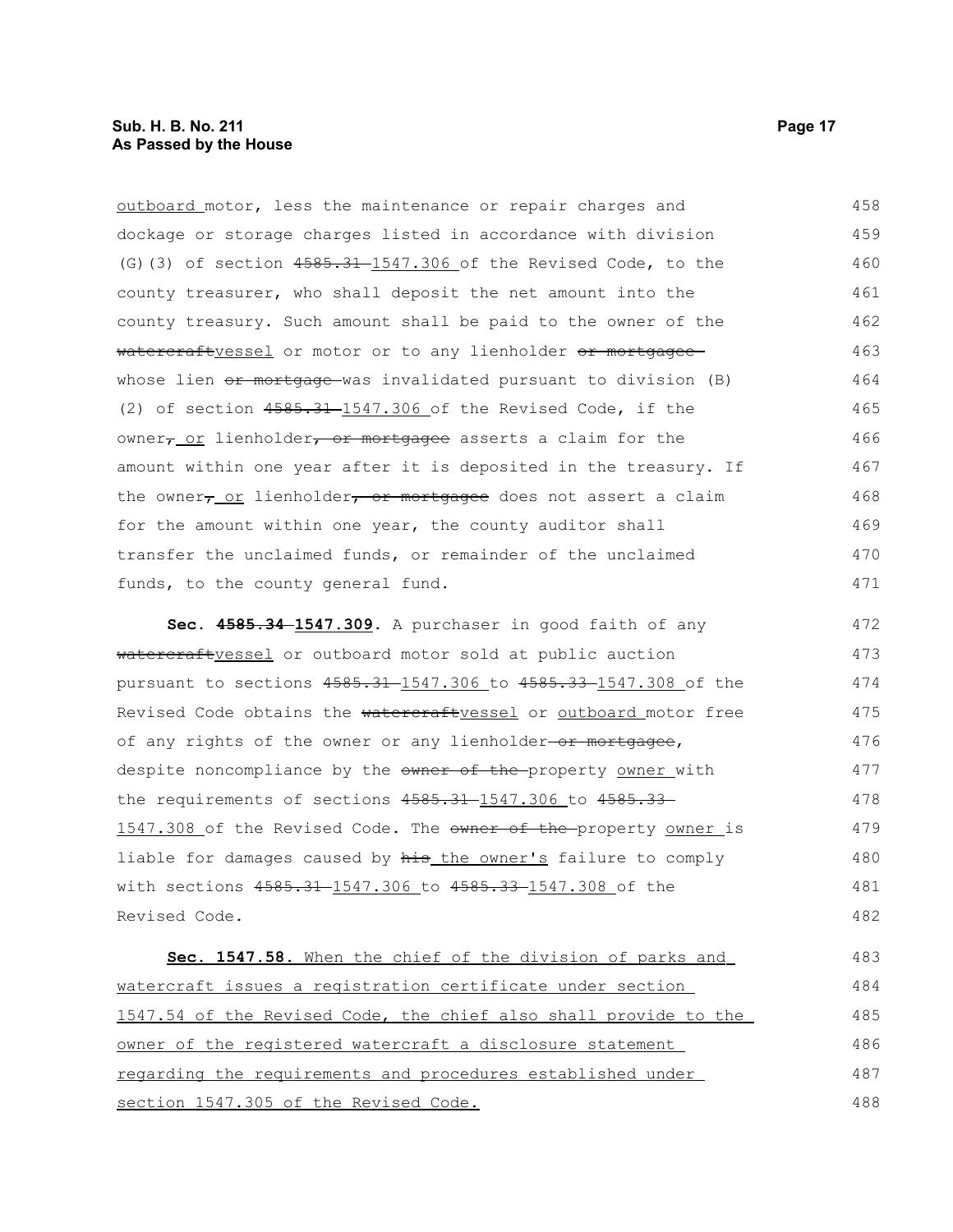outboard motor, less the maintenance or repair charges and dockage or storage charges listed in accordance with division (G)(3) of section ~~4585.31~~ 1547.306 of the Revised Code, to the county treasurer, who shall deposit the net amount into the county treasury. Such amount shall be paid to the owner of the ~~watercraft~~vessel or motor or to any lienholder ~~or mortgagee~~ whose lien ~~or mortgage~~ was invalidated pursuant to division (B)(2) of section ~~4585.31~~ 1547.306 of the Revised Code, if the owner~~,~~ or lienholder~~, or mortgagee~~ asserts a claim for the amount within one year after it is deposited in the treasury. If the owner~~,~~ or lienholder~~, or mortgagee~~ does not assert a claim for the amount within one year, the county auditor shall transfer the unclaimed funds, or remainder of the unclaimed funds, to the county general fund.

**Sec. ~~4585.34~~ 1547.309.** A purchaser in good faith of any ~~watercraft~~vessel or outboard motor sold at public auction pursuant to sections ~~4585.31~~ 1547.306 to ~~4585.33~~ 1547.308 of the Revised Code obtains the ~~watercraft~~vessel or outboard motor free of any rights of the owner or any lienholder ~~or mortgagee~~, despite noncompliance by the ~~owner of the~~ property owner with the requirements of sections ~~4585.31~~ 1547.306 to ~~4585.33~~ 1547.308 of the Revised Code. The ~~owner of the~~ property owner is liable for damages caused by ~~his~~ the owner's failure to comply with sections ~~4585.31~~ 1547.306 to ~~4585.33~~ 1547.308 of the Revised Code.

**Sec. 1547.58.** When the chief of the division of parks and watercraft issues a registration certificate under section 1547.54 of the Revised Code, the chief also shall provide to the owner of the registered watercraft a disclosure statement regarding the requirements and procedures established under section 1547.305 of the Revised Code.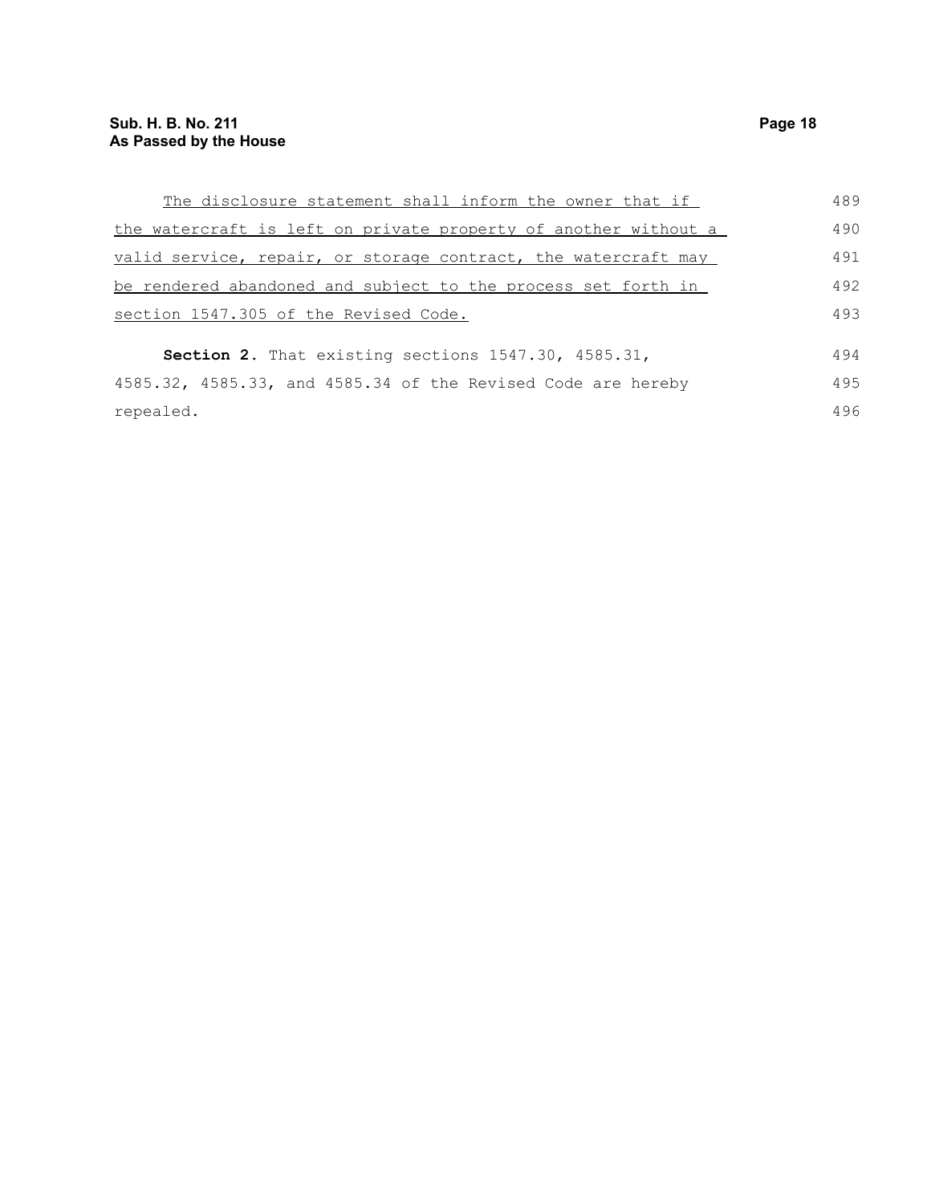The disclosure statement shall inform the owner that if the watercraft is left on private property of another without a valid service, repair, or storage contract, the watercraft may be rendered abandoned and subject to the process set forth in section 1547.305 of the Revised Code.

**Section 2.** That existing sections 1547.30, 4585.31, 4585.32, 4585.33, and 4585.34 of the Revised Code are hereby repealed.